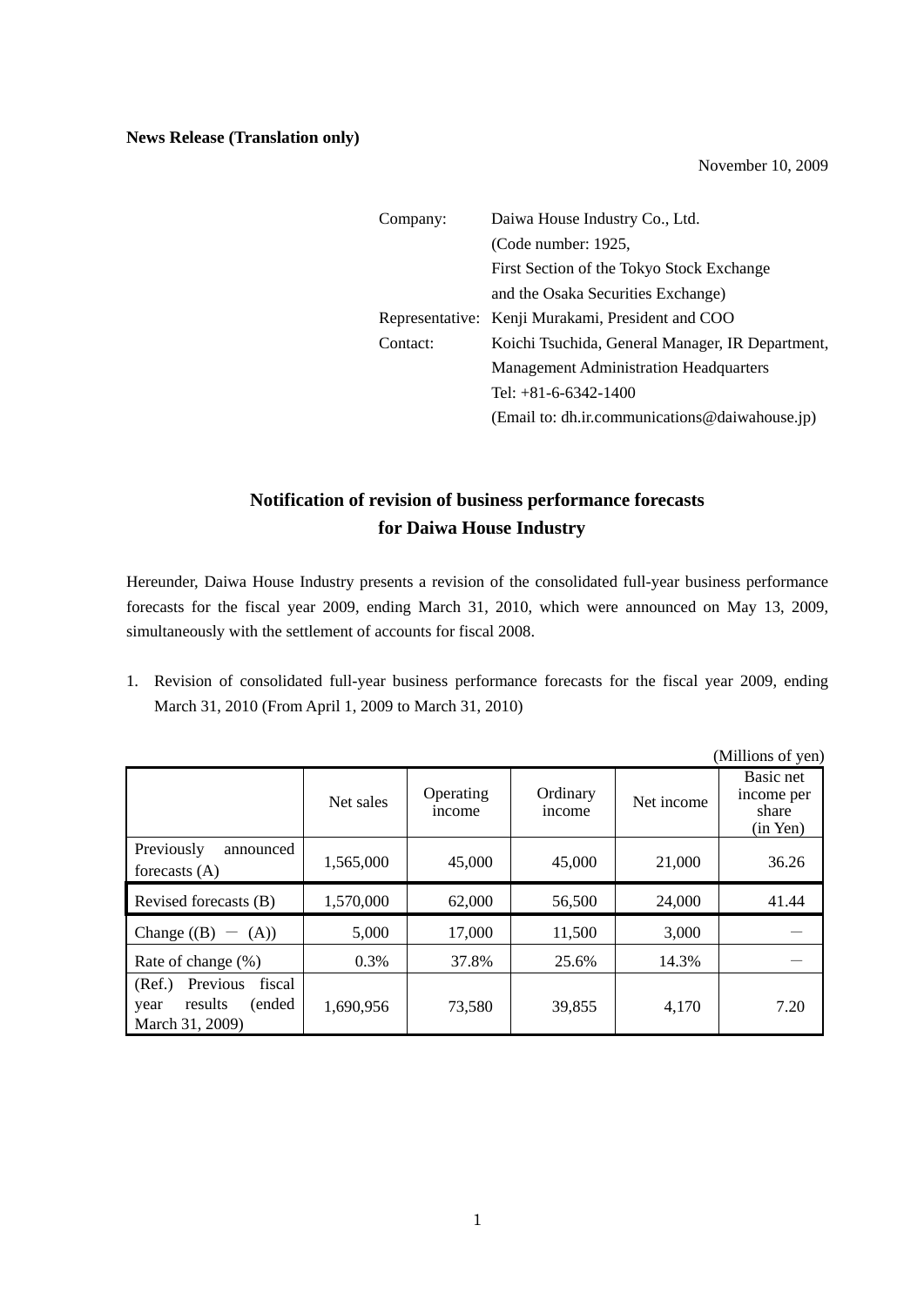**News Release (Translation only)**

November 10, 2009

| | |
|---|---|
| Company: | Daiwa House Industry Co., Ltd. |
| | (Code number: 1925, |
| | First Section of the Tokyo Stock Exchange |
| | and the Osaka Securities Exchange) |
| Representative: | Kenji Murakami, President and COO |
| Contact: | Koichi Tsuchida, General Manager, IR Department, |
| | Management Administration Headquarters |
| | Tel: +81-6-6342-1400 |
| | (Email to: dh.ir.communications@daiwahouse.jp) |

## Notification of revision of business performance forecasts for Daiwa House Industry

Hereunder, Daiwa House Industry presents a revision of the consolidated full-year business performance forecasts for the fiscal year 2009, ending March 31, 2010, which were announced on May 13, 2009, simultaneously with the settlement of accounts for fiscal 2008.

1. Revision of consolidated full-year business performance forecasts for the fiscal year 2009, ending March 31, 2010 (From April 1, 2009 to March 31, 2010)

(Millions of yen)

| | Net sales | Operating income | Ordinary income | Net income | Basic net income per share (in Yen) |
|---|---|---|---|---|---|
| Previously announced forecasts (A) | 1,565,000 | 45,000 | 45,000 | 21,000 | 36.26 |
| Revised forecasts (B) | 1,570,000 | 62,000 | 56,500 | 24,000 | 41.44 |
| Change ((B) － (A)) | 5,000 | 17,000 | 11,500 | 3,000 | － |
| Rate of change (%) | 0.3% | 37.8% | 25.6% | 14.3% | － |
| (Ref.) Previous fiscal year results (ended March 31, 2009) | 1,690,956 | 73,580 | 39,855 | 4,170 | 7.20 |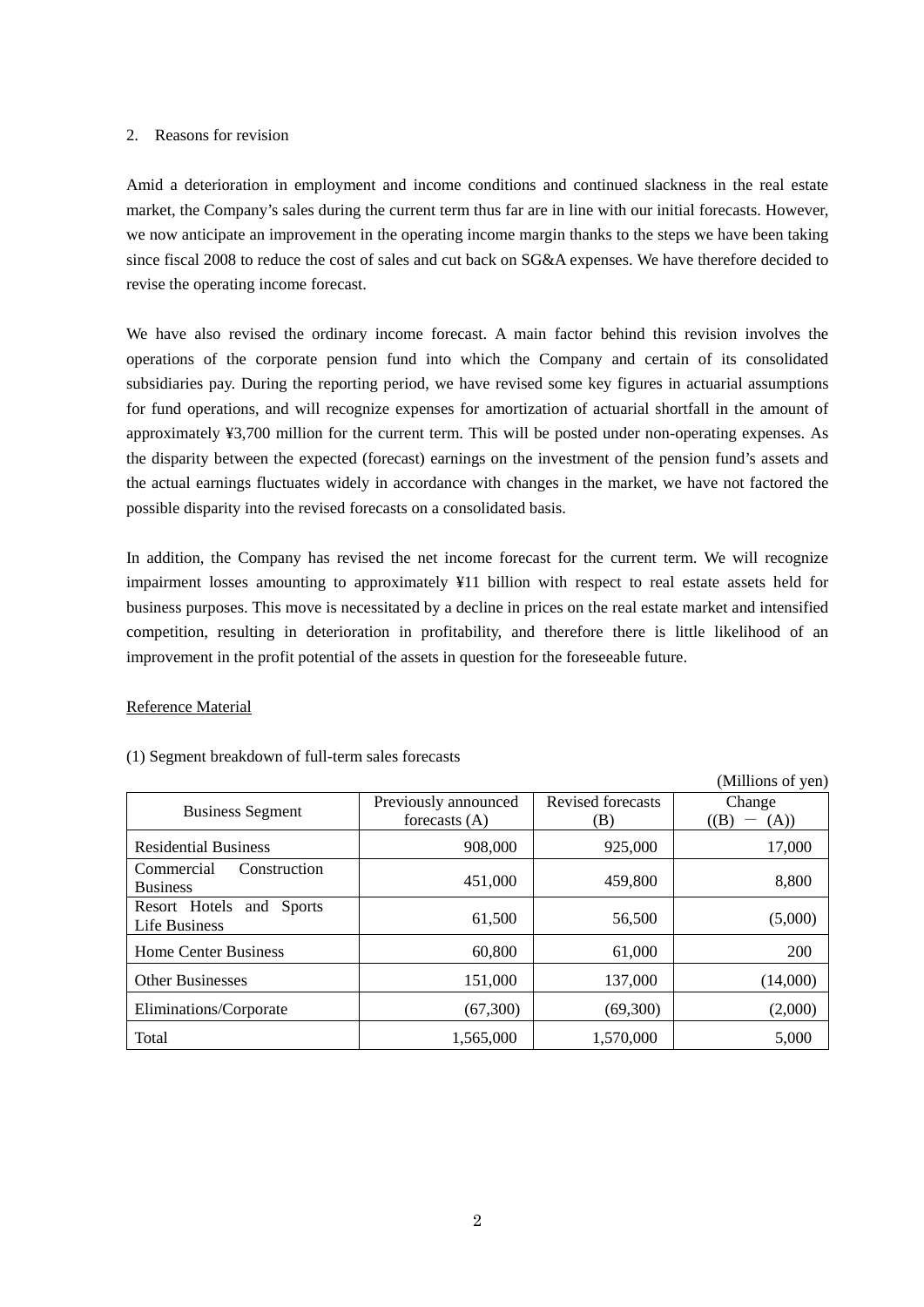## 2. Reasons for revision

Amid a deterioration in employment and income conditions and continued slackness in the real estate market, the Company's sales during the current term thus far are in line with our initial forecasts. However, we now anticipate an improvement in the operating income margin thanks to the steps we have been taking since fiscal 2008 to reduce the cost of sales and cut back on SG&A expenses. We have therefore decided to revise the operating income forecast.

We have also revised the ordinary income forecast. A main factor behind this revision involves the operations of the corporate pension fund into which the Company and certain of its consolidated subsidiaries pay. During the reporting period, we have revised some key figures in actuarial assumptions for fund operations, and will recognize expenses for amortization of actuarial shortfall in the amount of approximately ¥3,700 million for the current term. This will be posted under non-operating expenses. As the disparity between the expected (forecast) earnings on the investment of the pension fund's assets and the actual earnings fluctuates widely in accordance with changes in the market, we have not factored the possible disparity into the revised forecasts on a consolidated basis.

In addition, the Company has revised the net income forecast for the current term. We will recognize impairment losses amounting to approximately ¥11 billion with respect to real estate assets held for business purposes. This move is necessitated by a decline in prices on the real estate market and intensified competition, resulting in deterioration in profitability, and therefore there is little likelihood of an improvement in the profit potential of the assets in question for the foreseeable future.

<u>Reference Material</u>

(1) Segment breakdown of full-term sales forecasts

(Millions of yen)

| Business Segment | Previously announced forecasts (A) | Revised forecasts (B) | Change ((B) − (A)) |
|---|---|---|---|
| Residential Business | 908,000 | 925,000 | 17,000 |
| Commercial Construction Business | 451,000 | 459,800 | 8,800 |
| Resort Hotels and Sports Life Business | 61,500 | 56,500 | (5,000) |
| Home Center Business | 60,800 | 61,000 | 200 |
| Other Businesses | 151,000 | 137,000 | (14,000) |
| Eliminations/Corporate | (67,300) | (69,300) | (2,000) |
| Total | 1,565,000 | 1,570,000 | 5,000 |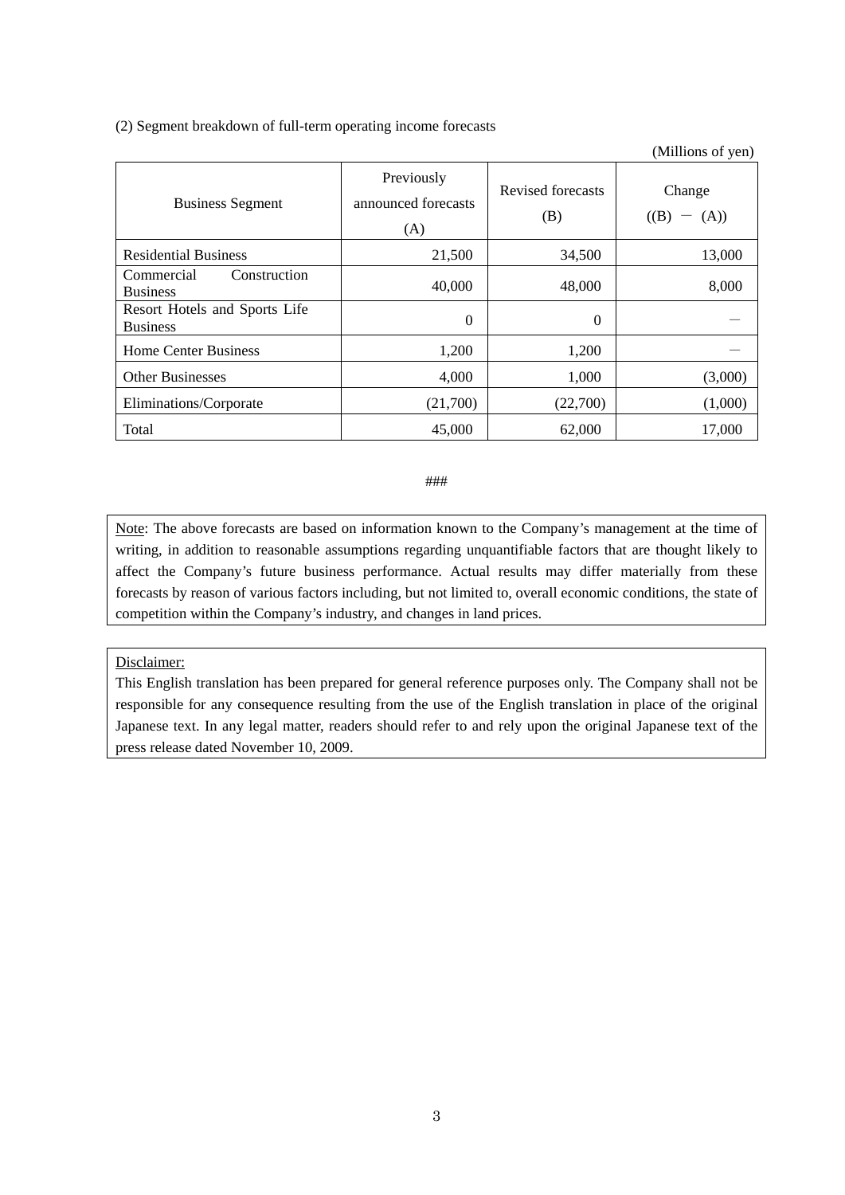(2) Segment breakdown of full-term operating income forecasts

(Millions of yen)

| Business Segment | Previously announced forecasts (A) | Revised forecasts (B) | Change ((B) － (A)) |
|---|---|---|---|
| Residential Business | 21,500 | 34,500 | 13,000 |
| Commercial Construction Business | 40,000 | 48,000 | 8,000 |
| Resort Hotels and Sports Life Business | 0 | 0 | － |
| Home Center Business | 1,200 | 1,200 | － |
| Other Businesses | 4,000 | 1,000 | (3,000) |
| Eliminations/Corporate | (21,700) | (22,700) | (1,000) |
| Total | 45,000 | 62,000 | 17,000 |

###

Note: The above forecasts are based on information known to the Company's management at the time of writing, in addition to reasonable assumptions regarding unquantifiable factors that are thought likely to affect the Company's future business performance. Actual results may differ materially from these forecasts by reason of various factors including, but not limited to, overall economic conditions, the state of competition within the Company's industry, and changes in land prices.

Disclaimer:

This English translation has been prepared for general reference purposes only. The Company shall not be responsible for any consequence resulting from the use of the English translation in place of the original Japanese text. In any legal matter, readers should refer to and rely upon the original Japanese text of the press release dated November 10, 2009.